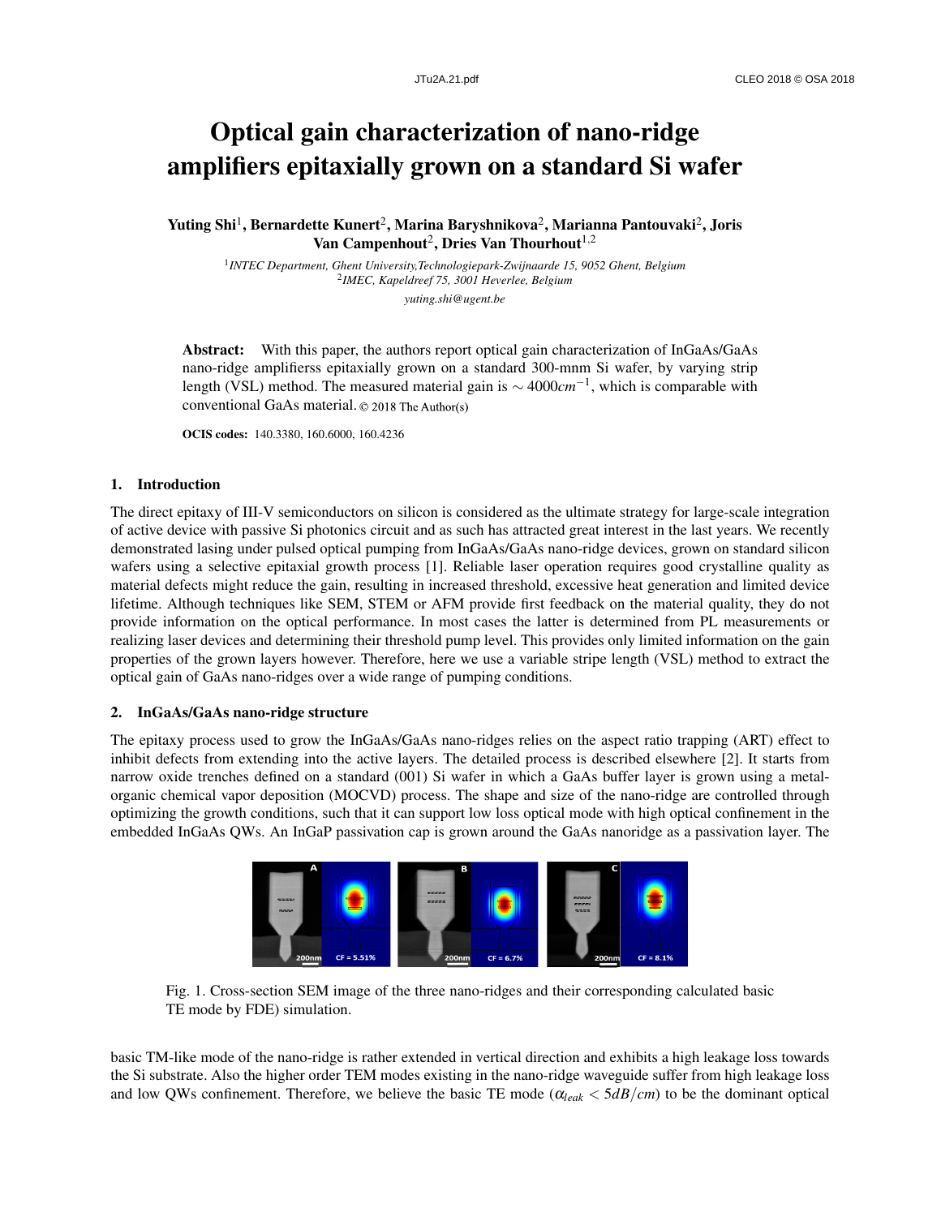# Optical gain characterization of nano-ridge amplifiers epitaxially grown on a standard Si wafer

**Yuting Shi[1], Bernardette Kunert[2], Marina Baryshnikova[2], Marianna Pantouvaki[2], Joris Van Campenhout[2], Dries Van Thourhout[1,2]**

[1] *INTEC Department, Ghent University,Technologiepark-Zwijnaarde 15, 9052 Ghent, Belgium*
[2] *IMEC, Kapeldreef 75, 3001 Heverlee, Belgium*
*yuting.shi@ugent.be*

**Abstract:** With this paper, the authors report optical gain characterization of InGaAs/GaAs nano-ridge amplifierss epitaxially grown on a standard 300-mnm Si wafer, by varying strip length (VSL) method. The measured material gain is $\sim 4000 cm^{-1}$, which is comparable with conventional GaAs material. © 2018 The Author(s)

**OCIS codes:** 140.3380, 160.6000, 160.4236

## 1. Introduction

The direct epitaxy of III-V semiconductors on silicon is considered as the ultimate strategy for large-scale integration of active device with passive Si photonics circuit and as such has attracted great interest in the last years. We recently demonstrated lasing under pulsed optical pumping from InGaAs/GaAs nano-ridge devices, grown on standard silicon wafers using a selective epitaxial growth process [1]. Reliable laser operation requires good crystalline quality as material defects might reduce the gain, resulting in increased threshold, excessive heat generation and limited device lifetime. Although techniques like SEM, STEM or AFM provide first feedback on the material quality, they do not provide information on the optical performance. In most cases the latter is determined from PL measurements or realizing laser devices and determining their threshold pump level. This provides only limited information on the gain properties of the grown layers however. Therefore, here we use a variable stripe length (VSL) method to extract the optical gain of GaAs nano-ridges over a wide range of pumping conditions.

## 2. InGaAs/GaAs nano-ridge structure

The epitaxy process used to grow the InGaAs/GaAs nano-ridges relies on the aspect ratio trapping (ART) effect to inhibit defects from extending into the active layers. The detailed process is described elsewhere [2]. It starts from narrow oxide trenches defined on a standard (001) Si wafer in which a GaAs buffer layer is grown using a metal-organic chemical vapor deposition (MOCVD) process. The shape and size of the nano-ridge are controlled through optimizing the growth conditions, such that it can support low loss optical mode with high optical confinement in the embedded InGaAs QWs. An InGaP passivation cap is grown around the GaAs nanoridge as a passivation layer. The basic TM-like mode of the nano-ridge is rather extended in vertical direction and exhibits a high leakage loss towards the Si substrate. Also the higher order TEM modes existing in the nano-ridge waveguide suffer from high leakage loss and low QWs confinement. Therefore, we believe the basic TE mode ($\alpha_{leak} < 5dB/cm$) to be the dominant optical

Fig. 1. Cross-section SEM image of the three nano-ridges and their corresponding calculated basic TE mode by FDE) simulation.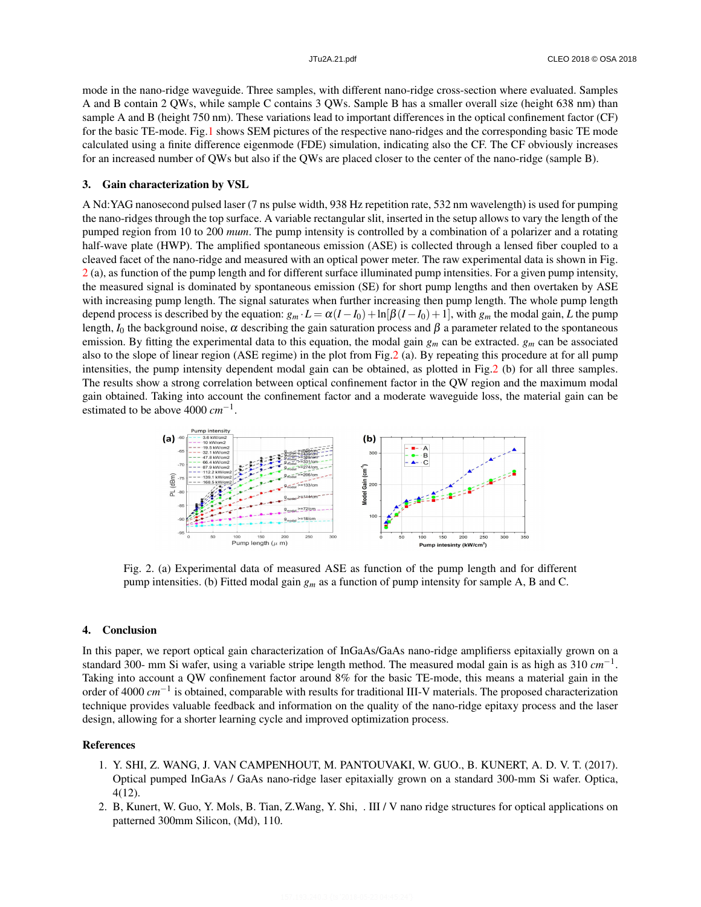mode in the nano-ridge waveguide. Three samples, with different nano-ridge cross-section where evaluated. Samples A and B contain 2 QWs, while sample C contains 3 QWs. Sample B has a smaller overall size (height 638 nm) than sample A and B (height 750 nm). These variations lead to important differences in the optical confinement factor (CF) for the basic TE-mode. Fig.1 shows SEM pictures of the respective nano-ridges and the corresponding basic TE mode calculated using a finite difference eigenmode (FDE) simulation, indicating also the CF. The CF obviously increases for an increased number of QWs but also if the QWs are placed closer to the center of the nano-ridge (sample B).

## 3. Gain characterization by VSL

A Nd:YAG nanosecond pulsed laser (7 ns pulse width, 938 Hz repetition rate, 532 nm wavelength) is used for pumping the nano-ridges through the top surface. A variable rectangular slit, inserted in the setup allows to vary the length of the pumped region from 10 to 200 *mum*. The pump intensity is controlled by a combination of a polarizer and a rotating half-wave plate (HWP). The amplified spontaneous emission (ASE) is collected through a lensed fiber coupled to a cleaved facet of the nano-ridge and measured with an optical power meter. The raw experimental data is shown in Fig. 2 (a), as function of the pump length and for different surface illuminated pump intensities. For a given pump intensity, the measured signal is dominated by spontaneous emission (SE) for short pump lengths and then overtaken by ASE with increasing pump length. The signal saturates when further increasing then pump length. The whole pump length depend process is described by the equation: $g_m \cdot L = \alpha(I - I_0) + \ln[\beta(I - I_0) + 1]$, with $g_m$ the modal gain, $L$ the pump length, $I_0$ the background noise, $\alpha$ describing the gain saturation process and $\beta$ a parameter related to the spontaneous emission. By fitting the experimental data to this equation, the modal gain $g_m$ can be extracted. $g_m$ can be associated also to the slope of linear region (ASE regime) in the plot from Fig.2 (a). By repeating this procedure at for all pump intensities, the pump intensity dependent modal gain can be obtained, as plotted in Fig.2 (b) for all three samples. The results show a strong correlation between optical confinement factor in the QW region and the maximum modal gain obtained. Taking into account the confinement factor and a moderate waveguide loss, the material gain can be estimated to be above 4000 $cm^{-1}$.

(a)
Pump intensity
3.6 kW/cm2
10 kW/cm2
19.5 kW/cm2
32.1 kW/cm2
47.8 kW/cm2
66.4 kW/cm2
87.9 kW/cm2
112.2 kW/cm2
139.1 kW/cm2
168.5 kW/cm2
$g_{modal}$=>331/cm
$g_{modal}$=>274/cm
$g_{modal}$=>206/cm
$g_{modal}$=>133/cm
$g_{modal}$=>114/cm
$g_{modal}$=>72/cm
$g_{modal}$=>18/cm
PL (dBm)
Pump length ($\mu$ m)

(b)
A
B
C
Modal Gain (cm$^{-1}$)
Pump intesinty (kW/cm$^2$)

Fig. 2. (a) Experimental data of measured ASE as function of the pump length and for different pump intensities. (b) Fitted modal gain $g_m$ as a function of pump intensity for sample A, B and C.

## 4. Conclusion

In this paper, we report optical gain characterization of InGaAs/GaAs nano-ridge amplifierss epitaxially grown on a standard 300- mm Si wafer, using a variable stripe length method. The measured modal gain is as high as 310 $cm^{-1}$. Taking into account a QW confinement factor around 8% for the basic TE-mode, this means a material gain in the order of 4000 $cm^{-1}$ is obtained, comparable with results for traditional III-V materials. The proposed characterization technique provides valuable feedback and information on the quality of the nano-ridge epitaxy process and the laser design, allowing for a shorter learning cycle and improved optimization process.

## References

1. Y. SHI, Z. WANG, J. VAN CAMPENHOUT, M. PANTOUVAKI, W. GUO., B. KUNERT, A. D. V. T. (2017). Optical pumped InGaAs / GaAs nano-ridge laser epitaxially grown on a standard 300-mm Si wafer. Optica, 4(12).
2. B, Kunert, W. Guo, Y. Mols, B. Tian, Z.Wang, Y. Shi, . III / V nano ridge structures for optical applications on patterned 300mm Silicon, (Md), 110.